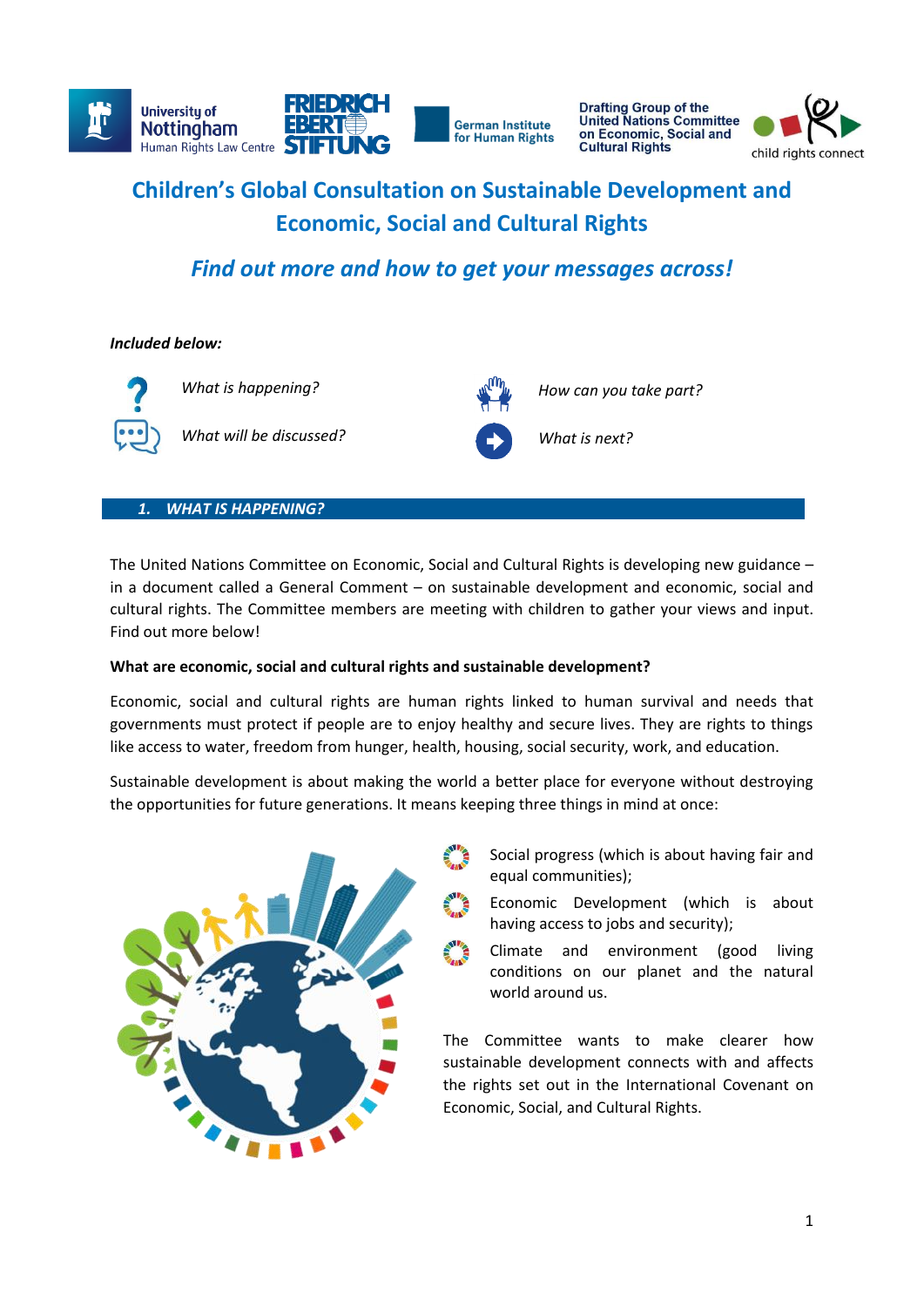University of Nottingham Human Rights Law Centre | Friedrich Ebert Stiftung | German Institute for Human Rights | Drafting Group of the United Nations Committee on Economic, Social and Cultural Rights | child rights connect

# Children's Global Consultation on Sustainable Development and Economic, Social and Cultural Rights

## *Find out more and how to get your messages across!*

***Included below:***

- *What is happening?*
- *What will be discussed?*
- *How can you take part?*
- *What is next?*

## 1. WHAT IS HAPPENING?

The United Nations Committee on Economic, Social and Cultural Rights is developing new guidance – in a document called a General Comment – on sustainable development and economic, social and cultural rights. The Committee members are meeting with children to gather your views and input. Find out more below!

**What are economic, social and cultural rights and sustainable development?**

Economic, social and cultural rights are human rights linked to human survival and needs that governments must protect if people are to enjoy healthy and secure lives. They are rights to things like access to water, freedom from hunger, health, housing, social security, work, and education.

Sustainable development is about making the world a better place for everyone without destroying the opportunities for future generations. It means keeping three things in mind at once:

- Social progress (which is about having fair and equal communities);
- Economic Development (which is about having access to jobs and security);
- Climate and environment (good living conditions on our planet and the natural world around us.

The Committee wants to make clearer how sustainable development connects with and affects the rights set out in the International Covenant on Economic, Social, and Cultural Rights.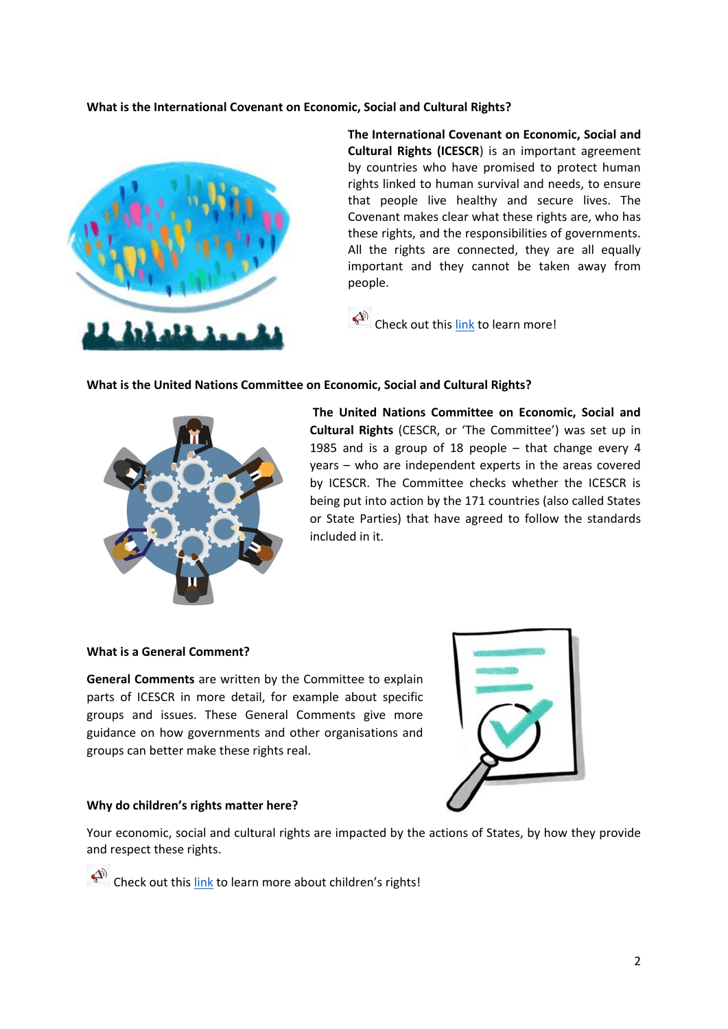**What is the International Covenant on Economic, Social and Cultural Rights?**

**The International Covenant on Economic, Social and Cultural Rights (ICESCR**) is an important agreement by countries who have promised to protect human rights linked to human survival and needs, to ensure that people live healthy and secure lives. The Covenant makes clear what these rights are, who has these rights, and the responsibilities of governments. All the rights are connected, they are all equally important and they cannot be taken away from people.

Check out this link to learn more!

**What is the United Nations Committee on Economic, Social and Cultural Rights?**

**The United Nations Committee on Economic, Social and Cultural Rights** (CESCR, or 'The Committee') was set up in 1985 and is a group of 18 people – that change every 4 years – who are independent experts in the areas covered by ICESCR. The Committee checks whether the ICESCR is being put into action by the 171 countries (also called States or State Parties) that have agreed to follow the standards included in it.

**What is a General Comment?**

**General Comments** are written by the Committee to explain parts of ICESCR in more detail, for example about specific groups and issues. These General Comments give more guidance on how governments and other organisations and groups can better make these rights real.

**Why do children's rights matter here?**

Your economic, social and cultural rights are impacted by the actions of States, by how they provide and respect these rights.

Check out this link to learn more about children's rights!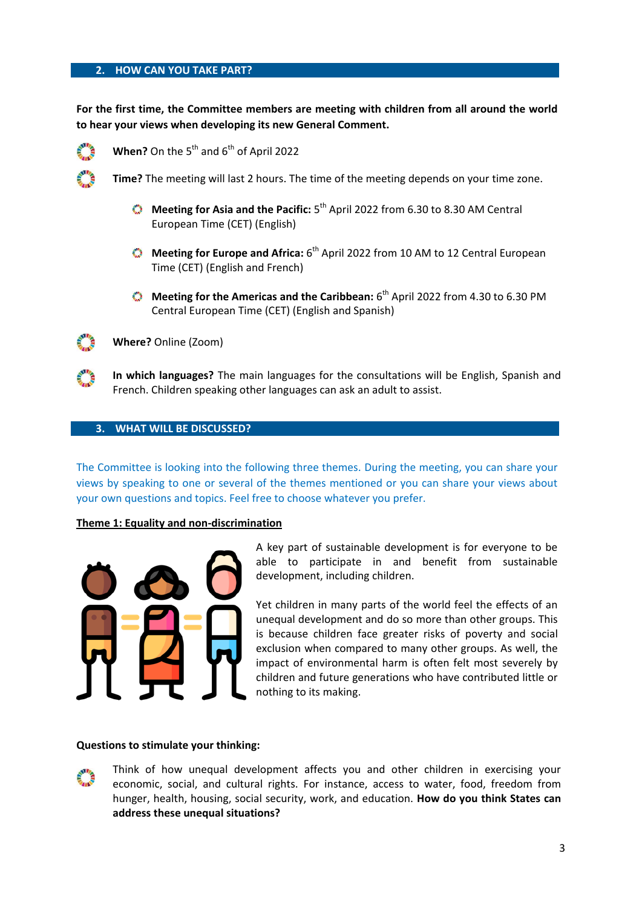## 2. HOW CAN YOU TAKE PART?

**For the first time, the Committee members are meeting with children from all around the world to hear your views when developing its new General Comment.**

- **When?** On the 5th and 6th of April 2022
- **Time?** The meeting will last 2 hours. The time of the meeting depends on your time zone.
  - **Meeting for Asia and the Pacific:** 5th April 2022 from 6.30 to 8.30 AM Central European Time (CET) (English)
  - **Meeting for Europe and Africa:** 6th April 2022 from 10 AM to 12 Central European Time (CET) (English and French)
  - **Meeting for the Americas and the Caribbean:** 6th April 2022 from 4.30 to 6.30 PM Central European Time (CET) (English and Spanish)
- **Where?** Online (Zoom)
- **In which languages?** The main languages for the consultations will be English, Spanish and French. Children speaking other languages can ask an adult to assist.

## 3. WHAT WILL BE DISCUSSED?

The Committee is looking into the following three themes. During the meeting, you can share your views by speaking to one or several of the themes mentioned or you can share your views about your own questions and topics. Feel free to choose whatever you prefer.

### Theme 1: Equality and non-discrimination

A key part of sustainable development is for everyone to be able to participate in and benefit from sustainable development, including children.

Yet children in many parts of the world feel the effects of an unequal development and do so more than other groups. This is because children face greater risks of poverty and social exclusion when compared to many other groups. As well, the impact of environmental harm is often felt most severely by children and future generations who have contributed little or nothing to its making.

**Questions to stimulate your thinking:**

- Think of how unequal development affects you and other children in exercising your economic, social, and cultural rights. For instance, access to water, food, freedom from hunger, health, housing, social security, work, and education. **How do you think States can address these unequal situations?**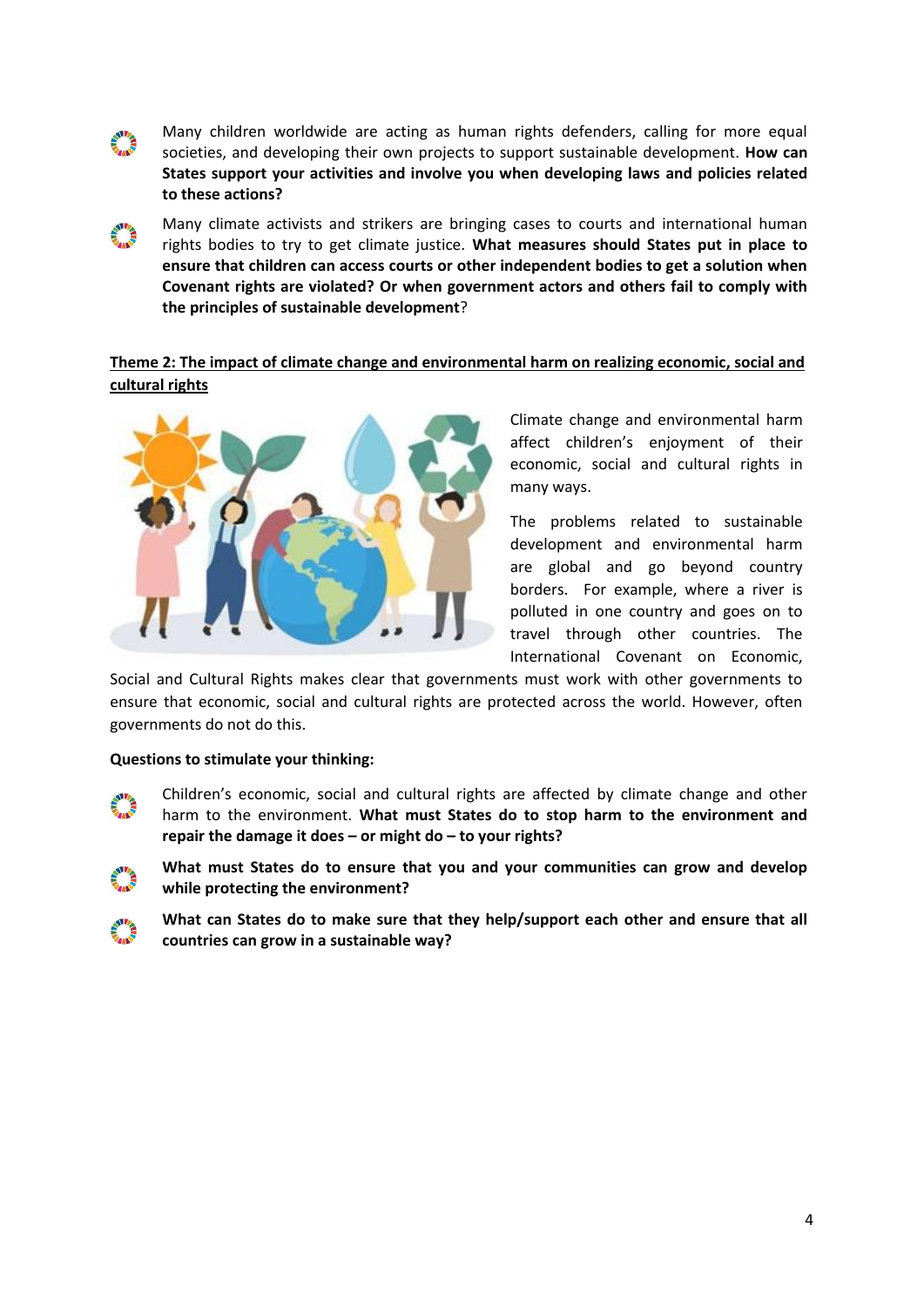- Many children worldwide are acting as human rights defenders, calling for more equal societies, and developing their own projects to support sustainable development. **How can States support your activities and involve you when developing laws and policies related to these actions?**

- Many climate activists and strikers are bringing cases to courts and international human rights bodies to try to get climate justice. **What measures should States put in place to ensure that children can access courts or other independent bodies to get a solution when Covenant rights are violated? Or when government actors and others fail to comply with the principles of sustainable development**?

## Theme 2: The impact of climate change and environmental harm on realizing economic, social and cultural rights

Climate change and environmental harm affect children's enjoyment of their economic, social and cultural rights in many ways.

The problems related to sustainable development and environmental harm are global and go beyond country borders. For example, where a river is polluted in one country and goes on to travel through other countries. The International Covenant on Economic, Social and Cultural Rights makes clear that governments must work with other governments to ensure that economic, social and cultural rights are protected across the world. However, often governments do not do this.

**Questions to stimulate your thinking:**

- Children's economic, social and cultural rights are affected by climate change and other harm to the environment. **What must States do to stop harm to the environment and repair the damage it does – or might do – to your rights?**

- **What must States do to ensure that you and your communities can grow and develop while protecting the environment?**

- **What can States do to make sure that they help/support each other and ensure that all countries can grow in a sustainable way?**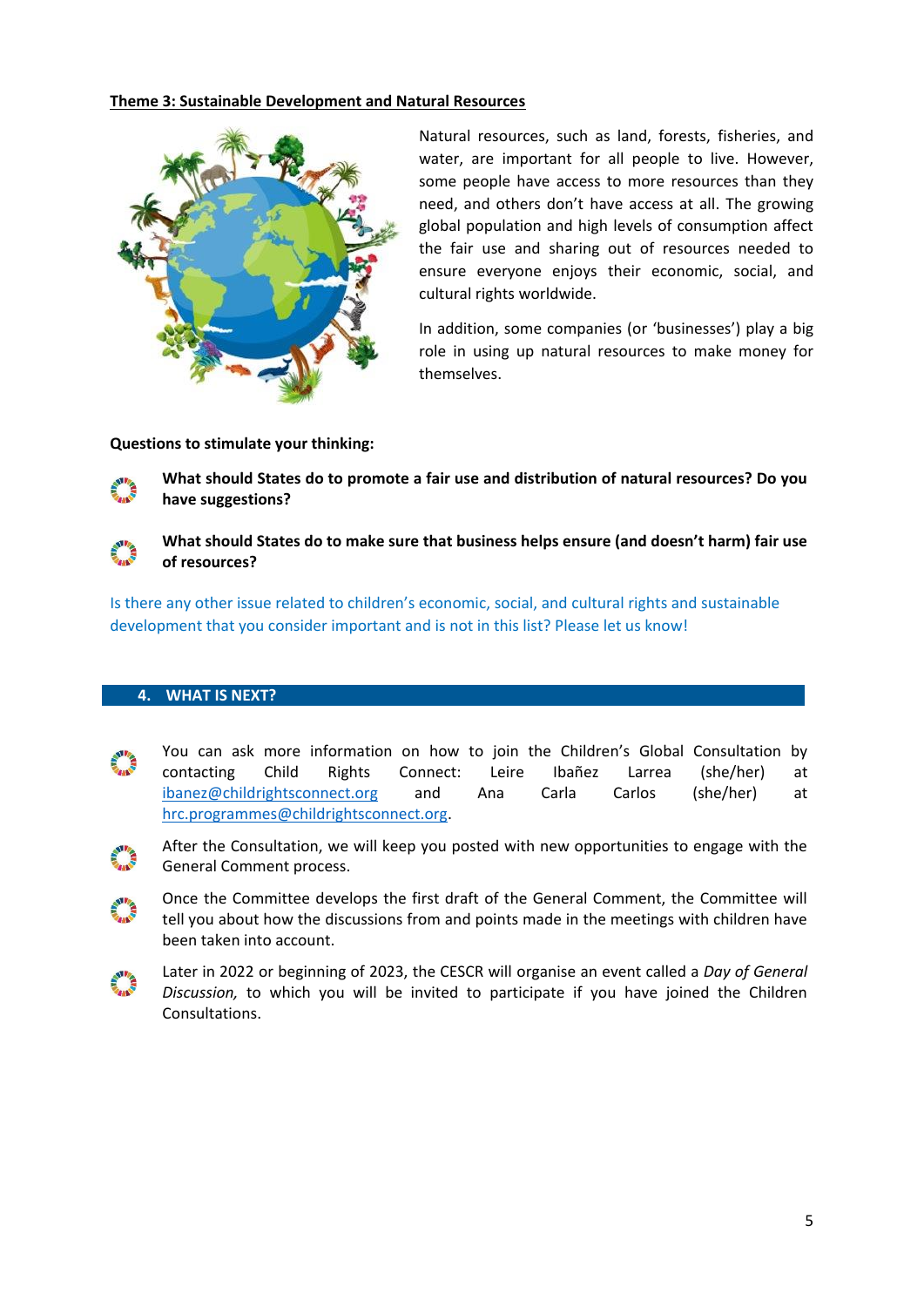**Theme 3: Sustainable Development and Natural Resources**

Natural resources, such as land, forests, fisheries, and water, are important for all people to live. However, some people have access to more resources than they need, and others don't have access at all. The growing global population and high levels of consumption affect the fair use and sharing out of resources needed to ensure everyone enjoys their economic, social, and cultural rights worldwide.

In addition, some companies (or 'businesses') play a big role in using up natural resources to make money for themselves.

**Questions to stimulate your thinking:**

- **What should States do to promote a fair use and distribution of natural resources? Do you have suggestions?**
- **What should States do to make sure that business helps ensure (and doesn't harm) fair use of resources?**

Is there any other issue related to children's economic, social, and cultural rights and sustainable development that you consider important and is not in this list? Please let us know!

## 4. WHAT IS NEXT?

- You can ask more information on how to join the Children's Global Consultation by contacting Child Rights Connect: Leire Ibañez Larrea (she/her) at ibanez@childrightsconnect.org and Ana Carla Carlos (she/her) at hrc.programmes@childrightsconnect.org.
- After the Consultation, we will keep you posted with new opportunities to engage with the General Comment process.
- Once the Committee develops the first draft of the General Comment, the Committee will tell you about how the discussions from and points made in the meetings with children have been taken into account.
- Later in 2022 or beginning of 2023, the CESCR will organise an event called a *Day of General Discussion,* to which you will be invited to participate if you have joined the Children Consultations.